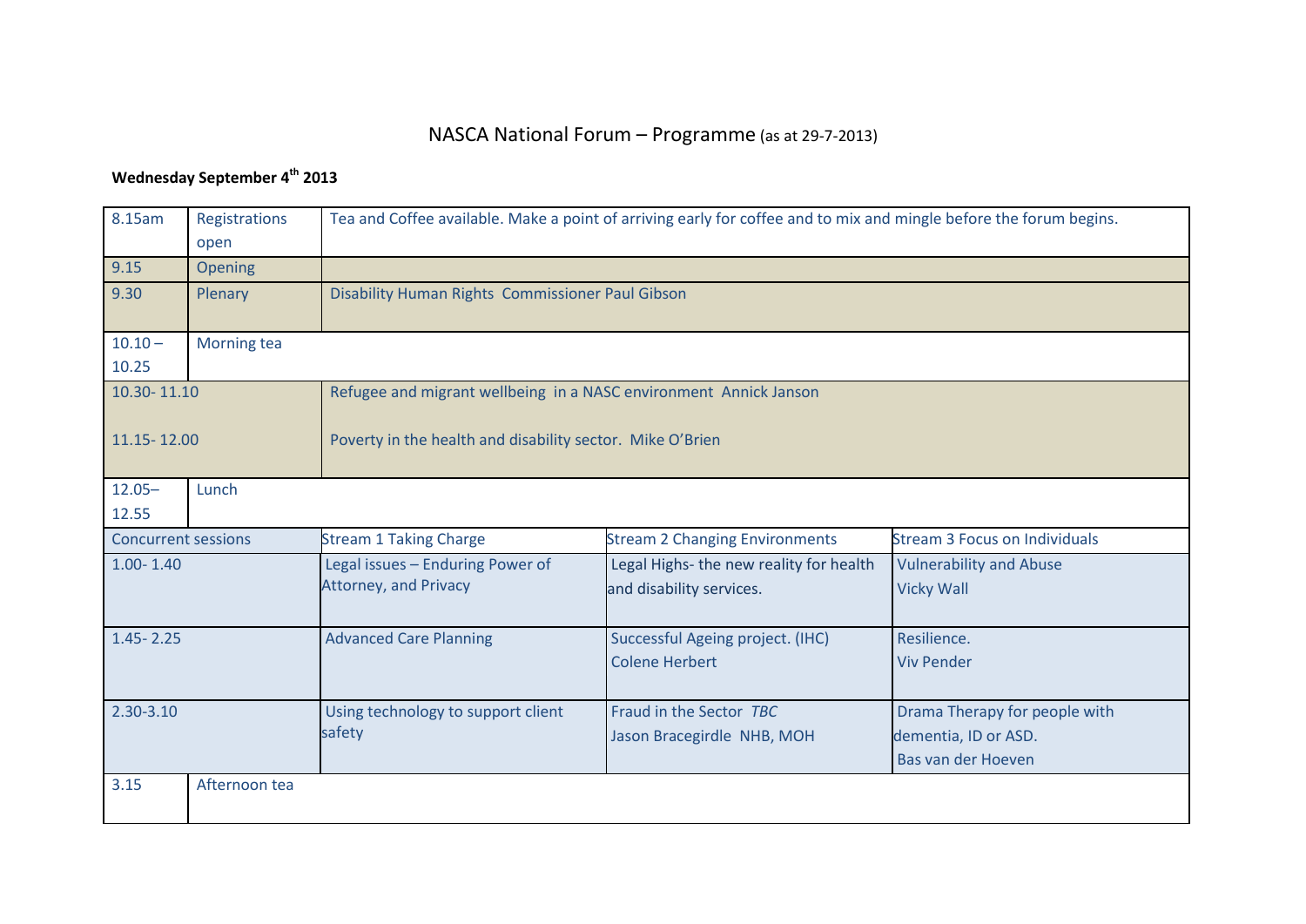# NASCA National Forum – Programme (as at 29-7-2013)

**Wednesday September 4th 2013**

| | | | | |
|---|---|---|---|---|
| 8.15am | Registrations open | Tea and Coffee available. Make a point of arriving early for coffee and to mix and mingle before the forum begins. | | |
| 9.15 | Opening | | | |
| 9.30 | Plenary | Disability Human Rights Commissioner Paul Gibson | | |
| 10.10 – 10.25 | Morning tea | | | |
| 10.30- 11.10 | | Refugee and migrant wellbeing in a NASC environment Annick Janson | | |
| 11.15- 12.00 | | Poverty in the health and disability sector. Mike O'Brien | | |
| 12.05– 12.55 | Lunch | | | |
| Concurrent sessions | | Stream 1 Taking Charge | Stream 2 Changing Environments | Stream 3 Focus on Individuals |
| 1.00- 1.40 | | Legal issues – Enduring Power of Attorney, and Privacy | Legal Highs- the new reality for health and disability services. | Vulnerability and Abuse<br>Vicky Wall |
| 1.45- 2.25 | | Advanced Care Planning | Successful Ageing project. (IHC)<br>Colene Herbert | Resilience.<br>Viv Pender |
| 2.30-3.10 | | Using technology to support client safety | Fraud in the Sector *TBC*<br>Jason Bracegirdle NHB, MOH | Drama Therapy for people with dementia, ID or ASD.<br>Bas van der Hoeven |
| 3.15 | Afternoon tea | | | |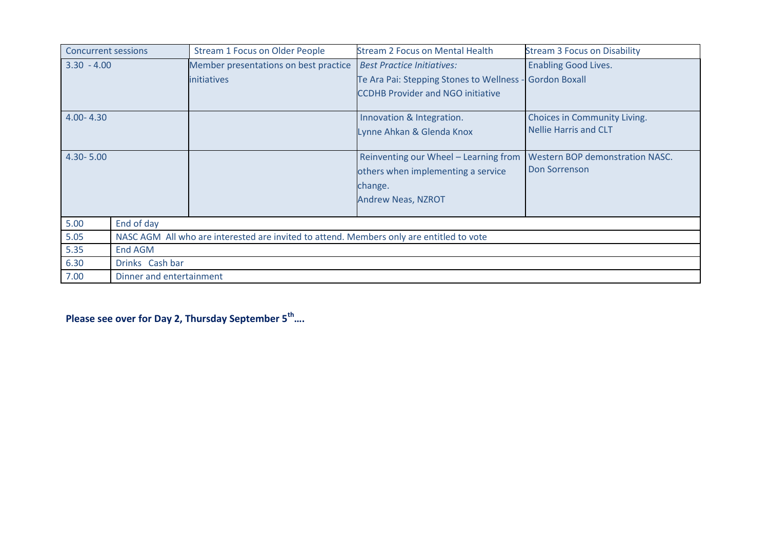| Concurrent sessions | Stream 1 Focus on Older People | Stream 2 Focus on Mental Health | Stream 3 Focus on Disability |
|---|---|---|---|
| 3.30 - 4.00 | Member presentations on best practice initiatives | *Best Practice Initiatives:* Te Ara Pai: Stepping Stones to Wellness - CCDHB Provider and NGO initiative | Enabling Good Lives. Gordon Boxall |
| 4.00- 4.30 | | Innovation & Integration. Lynne Ahkan & Glenda Knox | Choices in Community Living. Nellie Harris and CLT |
| 4.30- 5.00 | | Reinventing our Wheel – Learning from others when implementing a service change. Andrew Neas, NZROT | Western BOP demonstration NASC. Don Sorrenson |

| | |
|---|---|
| 5.00 | End of day |
| 5.05 | NASC AGM All who are interested are invited to attend. Members only are entitled to vote |
| 5.35 | End AGM |
| 6.30 | Drinks Cash bar |
| 7.00 | Dinner and entertainment |

**Please see over for Day 2, Thursday September 5th….**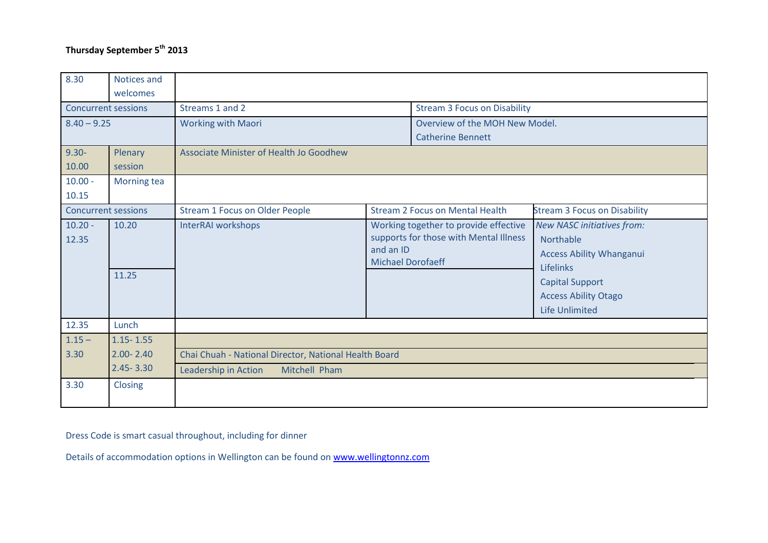**Thursday September 5th 2013**

| | | | | |
|---|---|---|---|---|
| 8.30 | Notices and welcomes | | | |
| Concurrent sessions | | Streams 1 and 2 | | Stream 3 Focus on Disability |
| 8.40 – 9.25 | | Working with Maori | | Overview of the MOH New Model. Catherine Bennett |
| 9.30-10.00 | Plenary session | Associate Minister of Health Jo Goodhew | | |
| 10.00 - 10.15 | Morning tea | | | |
| Concurrent sessions | | Stream 1 Focus on Older People | Stream 2 Focus on Mental Health | Stream 3 Focus on Disability |
| 10.20 - 12.35 | 10.20 | InterRAI workshops | Working together to provide effective supports for those with Mental Illness and an ID Michael Dorofaeff | *New NASC initiatives from:* Northable Access Ability Whanganui Lifelinks Capital Support Access Ability Otago Life Unlimited |
| | 11.25 | | | |
| 12.35 | Lunch | | | |
| 1.15 – 3.30 | 1.15- 1.55 | | | |
| | 2.00- 2.40 | Chai Chuah - National Director, National Health Board | | |
| | 2.45- 3.30 | Leadership in Action Mitchell Pham | | |
| 3.30 | Closing | | | |

Dress Code is smart casual throughout, including for dinner

Details of accommodation options in Wellington can be found on www.wellingtonnz.com